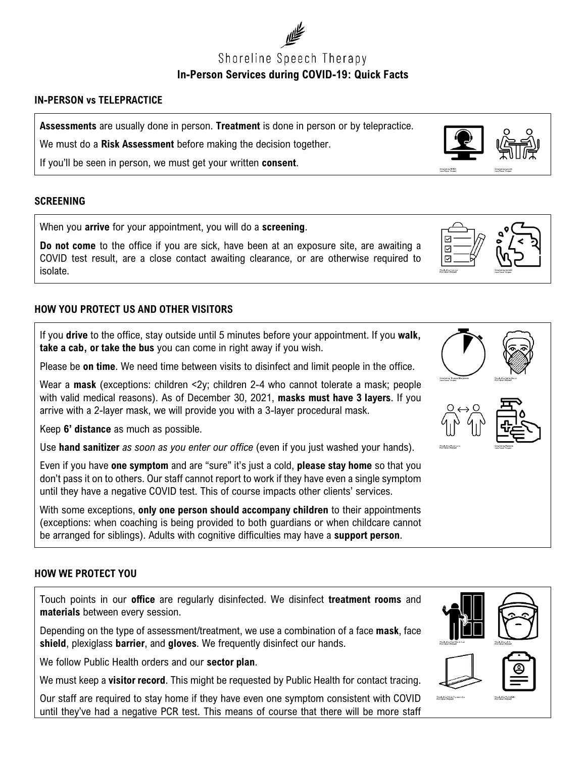Shoreline Speech Therapy

# In-Person Services during COVID-19: Quick Facts

## IN-PERSON vs TELEPRACTICE

**Assessments** are usually done in person. **Treatment** is done in person or by telepractice.

We must do a **Risk Assessment** before making the decision together.

If you'll be seen in person, we must get your written **consent**.

## SCREENING

When you **arrive** for your appointment, you will do a **screening**.

**Do not come** to the office if you are sick, have been at an exposure site, are awaiting a COVID test result, are a close contact awaiting clearance, or are otherwise required to isolate.

## HOW YOU PROTECT US AND OTHER VISITORS

If you **drive** to the office, stay outside until 5 minutes before your appointment. If you **walk, take a cab, or take the bus** you can come in right away if you wish.

Please be **on time**. We need time between visits to disinfect and limit people in the office.

Wear a **mask** (exceptions: children <2y; children 2-4 who cannot tolerate a mask; people with valid medical reasons). As of December 30, 2021, **masks must have 3 layers**. If you arrive with a 2-layer mask, we will provide you with a 3-layer procedural mask.

Keep **6' distance** as much as possible.

Use **hand sanitizer** *as soon as you enter our office* (even if you just washed your hands).

Even if you have **one symptom** and are "sure" it's just a cold, **please stay home** so that you don't pass it on to others. Our staff cannot report to work if they have even a single symptom until they have a negative COVID test. This of course impacts other clients' services.

With some exceptions, **only one person should accompany children** to their appointments (exceptions: when coaching is being provided to both guardians or when childcare cannot be arranged for siblings). Adults with cognitive difficulties may have a **support person**.

## HOW WE PROTECT YOU

Touch points in our **office** are regularly disinfected. We disinfect **treatment rooms** and **materials** between every session.

Depending on the type of assessment/treatment, we use a combination of a face **mask**, face **shield**, plexiglass **barrier**, and **gloves**. We frequently disinfect our hands.

We follow Public Health orders and our **sector plan**.

We must keep a **visitor record**. This might be requested by Public Health for contact tracing.

Our staff are required to stay home if they have even one symptom consistent with COVID until they've had a negative PCR test. This means of course that there will be more staff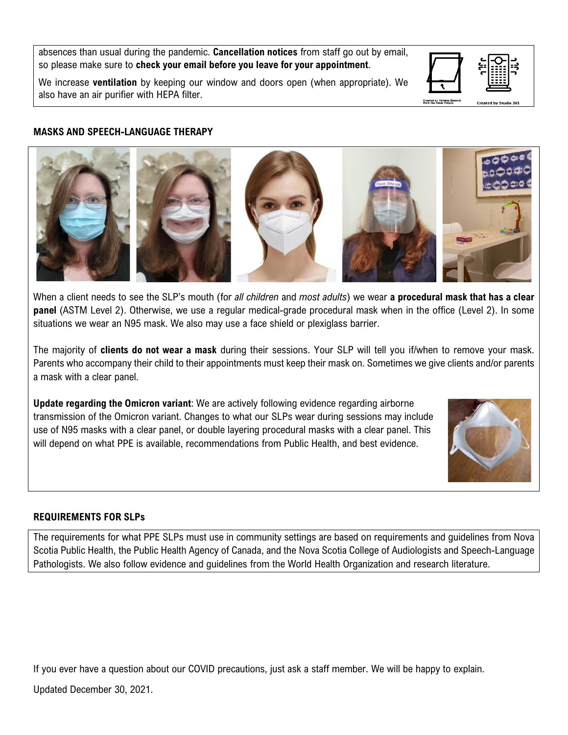absences than usual during the pandemic. **Cancellation notices** from staff go out by email, so please make sure to **check your email before you leave for your appointment**.

We increase **ventilation** by keeping our window and doors open (when appropriate). We also have an air purifier with HEPA filter.

Created by Adriano Emerick from the Noun Project

Created by Studio 365

**MASKS AND SPEECH-LANGUAGE THERAPY**

When a client needs to see the SLP's mouth (for *all children* and *most adults*) we wear **a procedural mask that has a clear panel** (ASTM Level 2). Otherwise, we use a regular medical-grade procedural mask when in the office (Level 2). In some situations we wear an N95 mask. We also may use a face shield or plexiglass barrier.

The majority of **clients do not wear a mask** during their sessions. Your SLP will tell you if/when to remove your mask. Parents who accompany their child to their appointments must keep their mask on. Sometimes we give clients and/or parents a mask with a clear panel.

**Update regarding the Omicron variant**: We are actively following evidence regarding airborne transmission of the Omicron variant. Changes to what our SLPs wear during sessions may include use of N95 masks with a clear panel, or double layering procedural masks with a clear panel. This will depend on what PPE is available, recommendations from Public Health, and best evidence.

**REQUIREMENTS FOR SLPs**

The requirements for what PPE SLPs must use in community settings are based on requirements and guidelines from Nova Scotia Public Health, the Public Health Agency of Canada, and the Nova Scotia College of Audiologists and Speech-Language Pathologists. We also follow evidence and guidelines from the World Health Organization and research literature.

If you ever have a question about our COVID precautions, just ask a staff member. We will be happy to explain.

Updated December 30, 2021.